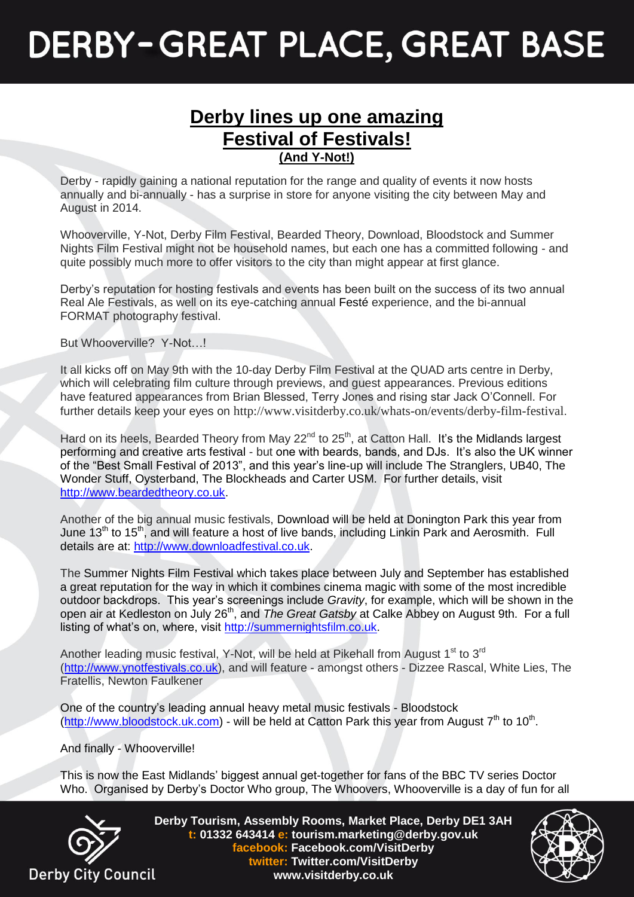# DERBY – GREAT PLACE, GREAT BASE

## Derby lines up one amazing Festival of Festivals!

**(And Y-Not!)**

Derby - rapidly gaining a national reputation for the range and quality of events it now hosts annually and bi-annually - has a surprise in store for anyone visiting the city between May and August in 2014.

Whooverville, Y-Not, Derby Film Festival, Bearded Theory, Download, Bloodstock and Summer Nights Film Festival might not be household names, but each one has a committed following - and quite possibly much more to offer visitors to the city than might appear at first glance.

Derby's reputation for hosting festivals and events has been built on the success of its two annual Real Ale Festivals, as well on its eye-catching annual Festé experience, and the bi-annual FORMAT photography festival.

But Whooverville? Y-Not…!

It all kicks off on May 9th with the 10-day Derby Film Festival at the QUAD arts centre in Derby, which will celebrating film culture through previews, and guest appearances. Previous editions have featured appearances from Brian Blessed, Terry Jones and rising star Jack O'Connell. For further details keep your eyes on http://www.visitderby.co.uk/whats-on/events/derby-film-festival.

Hard on its heels, Bearded Theory from May 22nd to 25th, at Catton Hall. It's the Midlands largest performing and creative arts festival - but one with beards, bands, and DJs. It's also the UK winner of the "Best Small Festival of 2013", and this year's line-up will include The Stranglers, UB40, The Wonder Stuff, Oysterband, The Blockheads and Carter USM. For further details, visit http://www.beardedtheory.co.uk.

Another of the big annual music festivals, Download will be held at Donington Park this year from June 13th to 15th, and will feature a host of live bands, including Linkin Park and Aerosmith. Full details are at: http://www.downloadfestival.co.uk.

The Summer Nights Film Festival which takes place between July and September has established a great reputation for the way in which it combines cinema magic with some of the most incredible outdoor backdrops. This year's screenings include *Gravity*, for example, which will be shown in the open air at Kedleston on July 26th, and *The Great Gatsby* at Calke Abbey on August 9th. For a full listing of what's on, where, visit http://summernightsfilm.co.uk.

Another leading music festival, Y-Not, will be held at Pikehall from August 1st to 3rd (http://www.ynotfestivals.co.uk), and will feature - amongst others - Dizzee Rascal, White Lies, The Fratellis, Newton Faulkener

One of the country's leading annual heavy metal music festivals - Bloodstock (http://www.bloodstock.uk.com) - will be held at Catton Park this year from August 7th to 10th.

And finally - Whooverville!

This is now the East Midlands' biggest annual get-together for fans of the BBC TV series Doctor Who. Organised by Derby's Doctor Who group, The Whoovers, Whooverville is a day of fun for all

Derby City Council

**Derby Tourism, Assembly Rooms, Market Place, Derby DE1 3AH**
**t: 01332 643414 e: tourism.marketing@derby.gov.uk**
**facebook: Facebook.com/VisitDerby**
**twitter: Twitter.com/VisitDerby**
**www.visitderby.co.uk**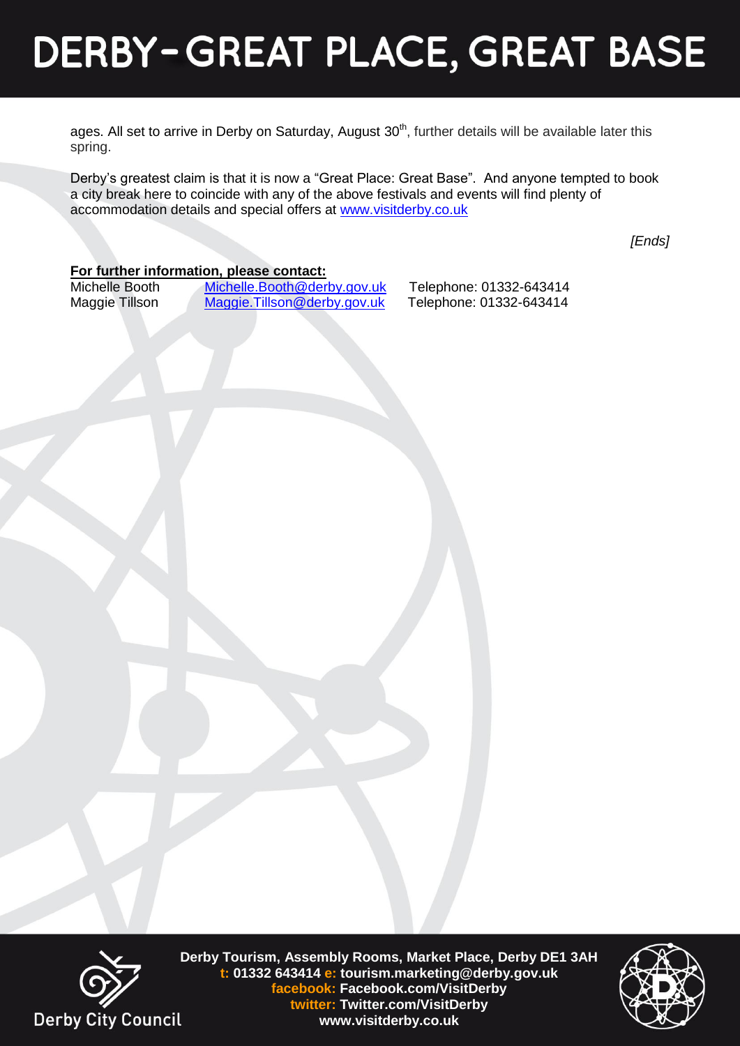ages. All set to arrive in Derby on Saturday, August 30th, further details will be available later this spring.

Derby's greatest claim is that it is now a "Great Place: Great Base". And anyone tempted to book a city break here to coincide with any of the above festivals and events will find plenty of accommodation details and special offers at www.visitderby.co.uk

*[Ends]*

**For further information, please contact:**

| | | |
|---|---|---|
| Michelle Booth | Michelle.Booth@derby.gov.uk | Telephone: 01332-643414 |
| Maggie Tillson | Maggie.Tillson@derby.gov.uk | Telephone: 01332-643414 |

Derby City Council

**Derby Tourism, Assembly Rooms, Market Place, Derby DE1 3AH**
**t: 01332 643414 e: tourism.marketing@derby.gov.uk**
**facebook: Facebook.com/VisitDerby**
**twitter: Twitter.com/VisitDerby**
**www.visitderby.co.uk**